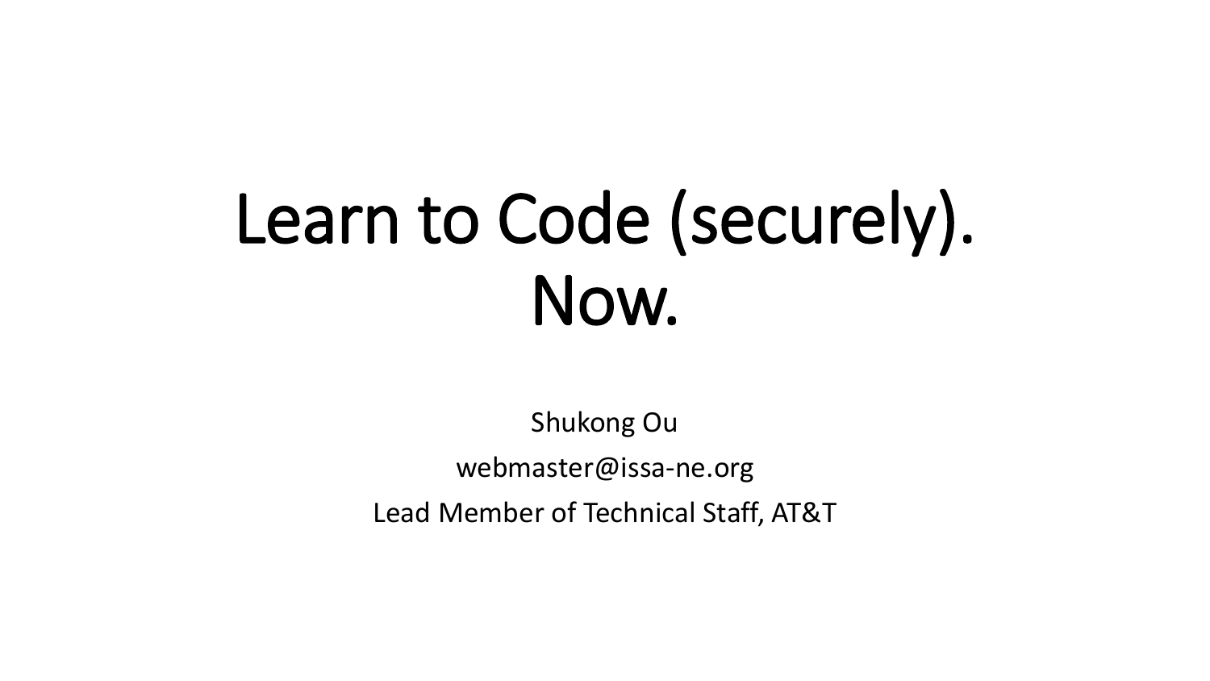# Learn to Code (securely). Now.

Shukong Ou

webmaster@issa-ne.org

Lead Member of Technical Staff, AT&T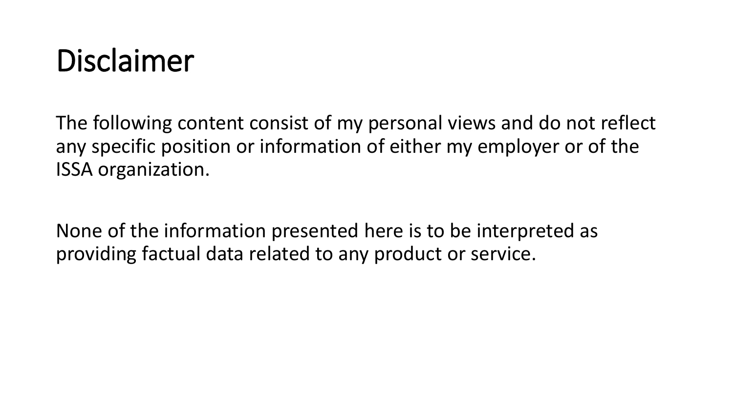# Disclaimer

The following content consist of my personal views and do not reflect any specific position or information of either my employer or of the ISSA organization.

None of the information presented here is to be interpreted as providing factual data related to any product or service.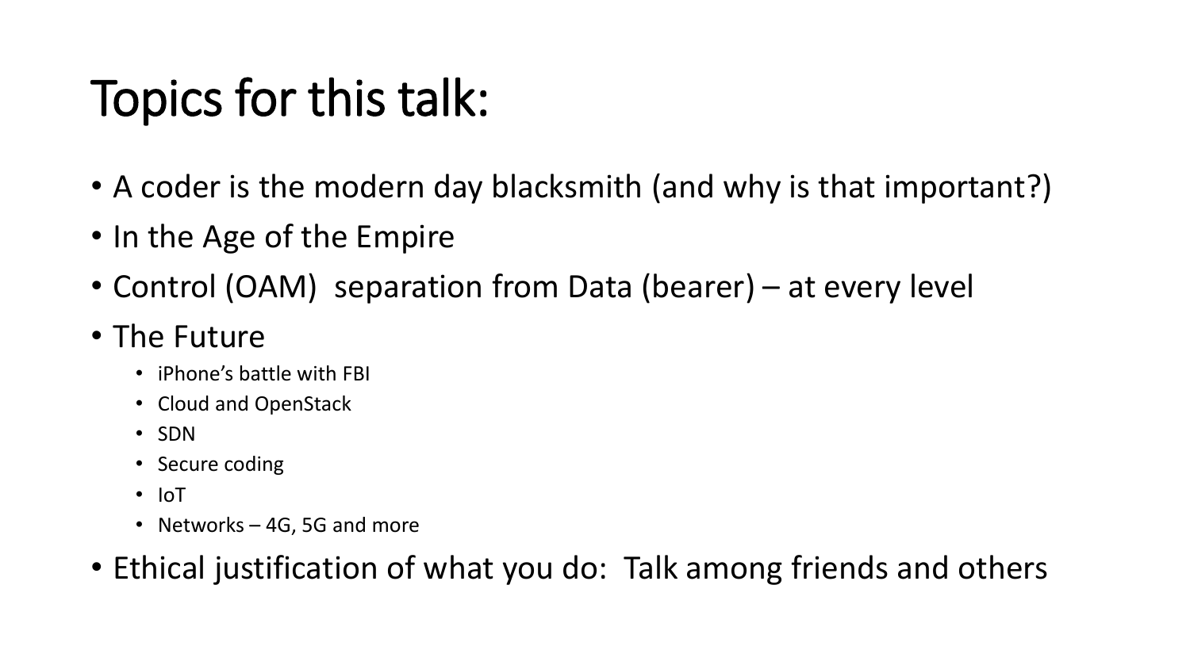# Topics for this talk:

- A coder is the modern day blacksmith (and why is that important?)
- In the Age of the Empire
- Control (OAM) separation from Data (bearer) – at every level
- The Future
  - iPhone's battle with FBI
  - Cloud and OpenStack
  - SDN
  - Secure coding
  - IoT
  - Networks – 4G, 5G and more
- Ethical justification of what you do: Talk among friends and others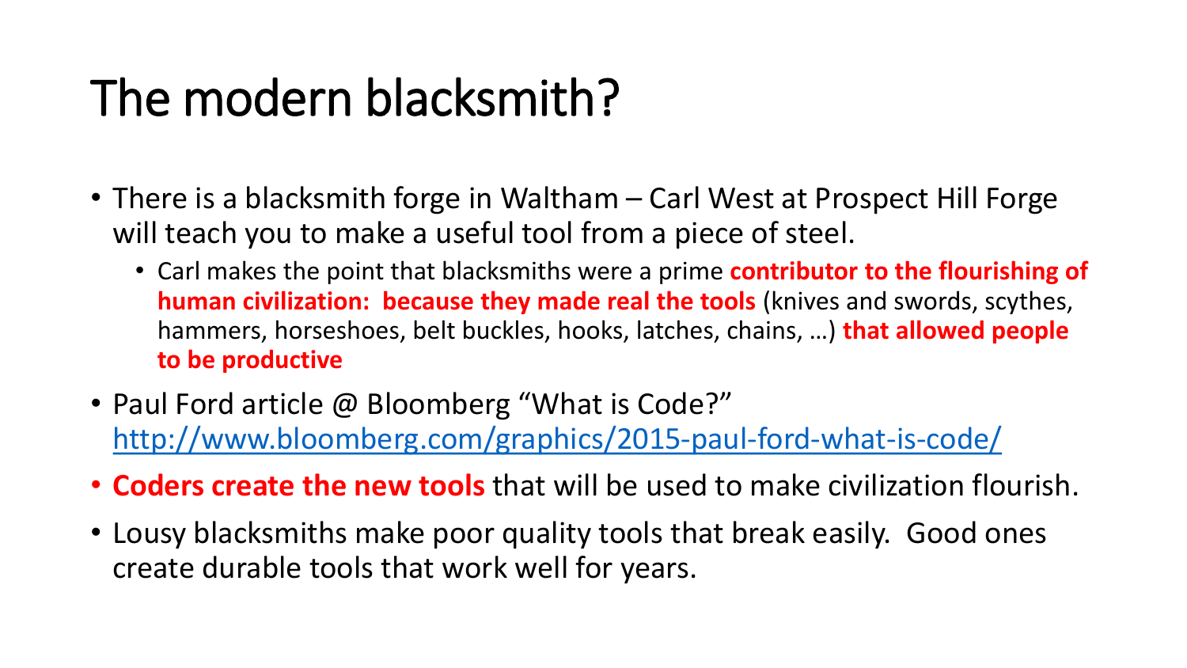# The modern blacksmith?

- There is a blacksmith forge in Waltham – Carl West at Prospect Hill Forge will teach you to make a useful tool from a piece of steel.
  - Carl makes the point that blacksmiths were a prime **contributor to the flourishing of human civilization: because they made real the tools** (knives and swords, scythes, hammers, horseshoes, belt buckles, hooks, latches, chains, …) **that allowed people to be productive**
- Paul Ford article @ Bloomberg "What is Code?" [http://www.bloomberg.com/graphics/2015-paul-ford-what-is-code/](http://www.bloomberg.com/graphics/2015-paul-ford-what-is-code/)
- **Coders create the new tools** that will be used to make civilization flourish.
- Lousy blacksmiths make poor quality tools that break easily. Good ones create durable tools that work well for years.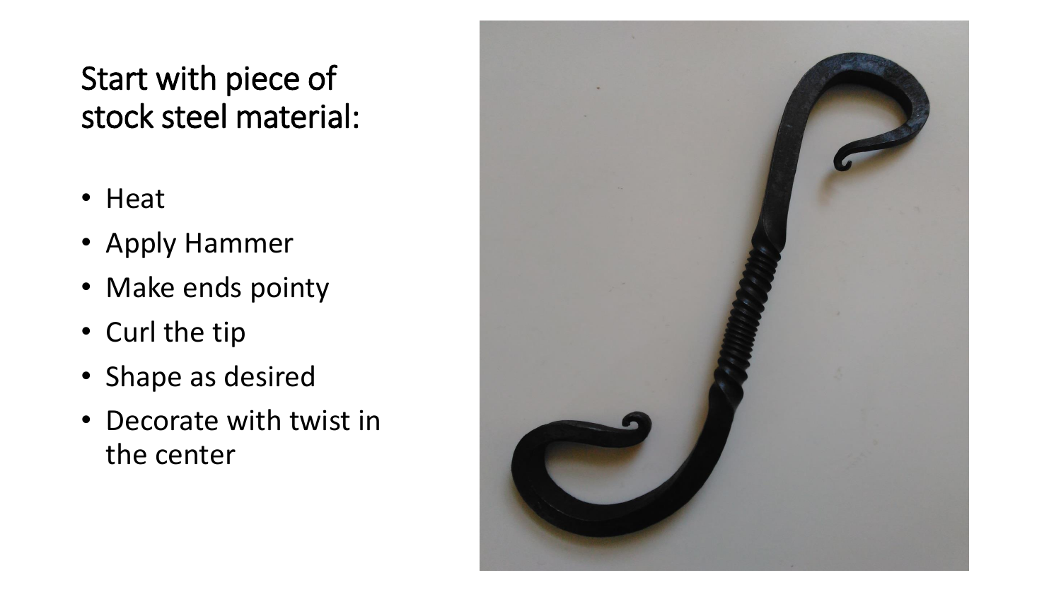## Start with piece of stock steel material:

- Heat
- Apply Hammer
- Make ends pointy
- Curl the tip
- Shape as desired
- Decorate with twist in the center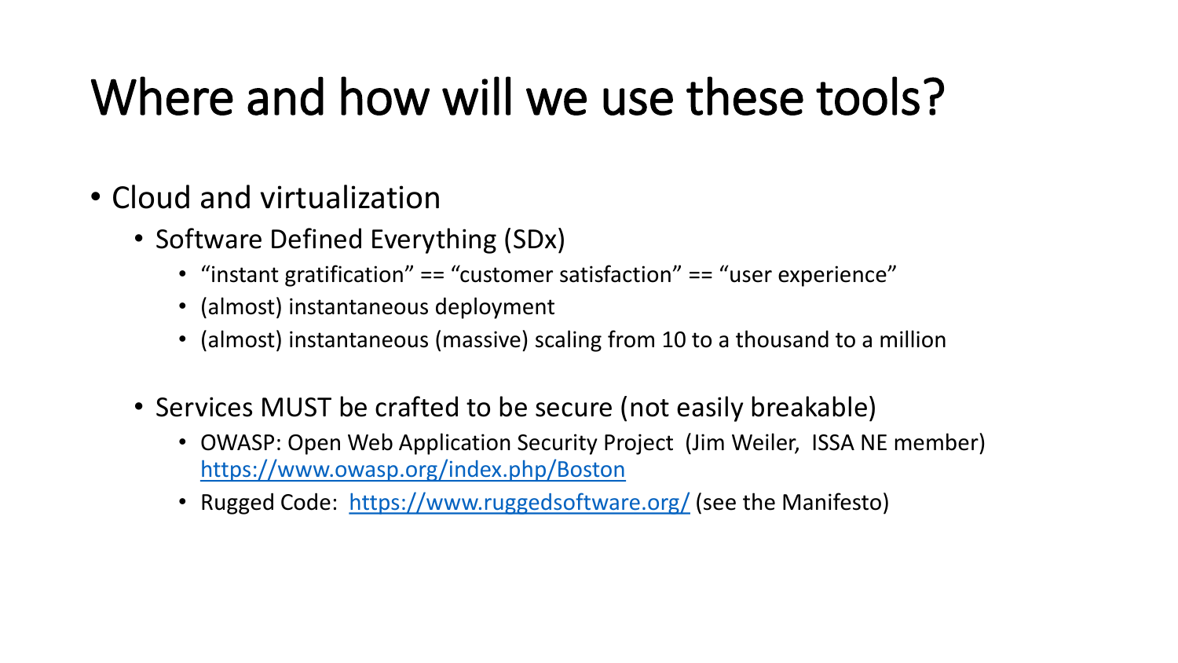# Where and how will we use these tools?

- Cloud and virtualization
  - Software Defined Everything (SDx)
    - "instant gratification" == "customer satisfaction" == "user experience"
    - (almost) instantaneous deployment
    - (almost) instantaneous (massive) scaling from 10 to a thousand to a million
  - Services MUST be crafted to be secure (not easily breakable)
    - OWASP: Open Web Application Security Project (Jim Weiler, ISSA NE member) [https://www.owasp.org/index.php/Boston](https://www.owasp.org/index.php/Boston)
    - Rugged Code: [https://www.ruggedsoftware.org/](https://www.ruggedsoftware.org/) (see the Manifesto)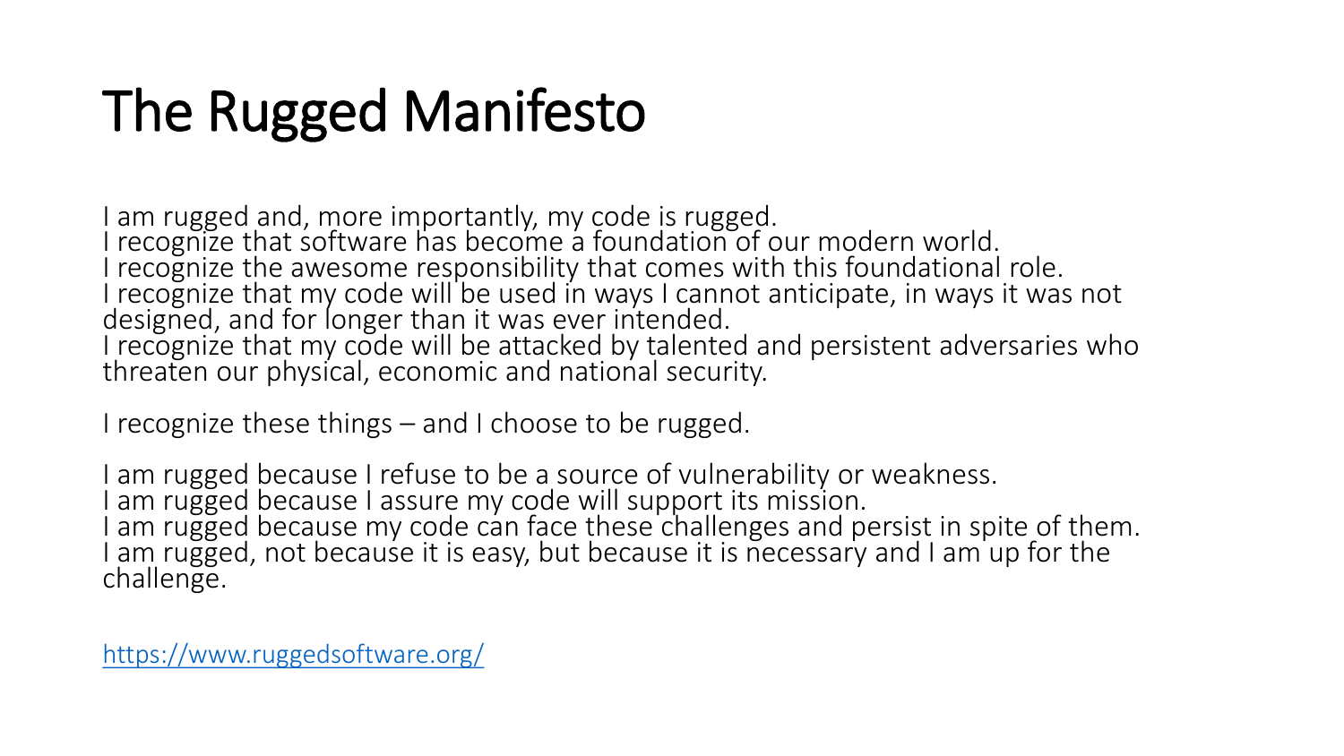# The Rugged Manifesto

I am rugged and, more importantly, my code is rugged.
I recognize that software has become a foundation of our modern world.
I recognize the awesome responsibility that comes with this foundational role.
I recognize that my code will be used in ways I cannot anticipate, in ways it was not designed, and for longer than it was ever intended.
I recognize that my code will be attacked by talented and persistent adversaries who threaten our physical, economic and national security.

I recognize these things – and I choose to be rugged.

I am rugged because I refuse to be a source of vulnerability or weakness.
I am rugged because I assure my code will support its mission.
I am rugged because my code can face these challenges and persist in spite of them.
I am rugged, not because it is easy, but because it is necessary and I am up for the challenge.

https://www.ruggedsoftware.org/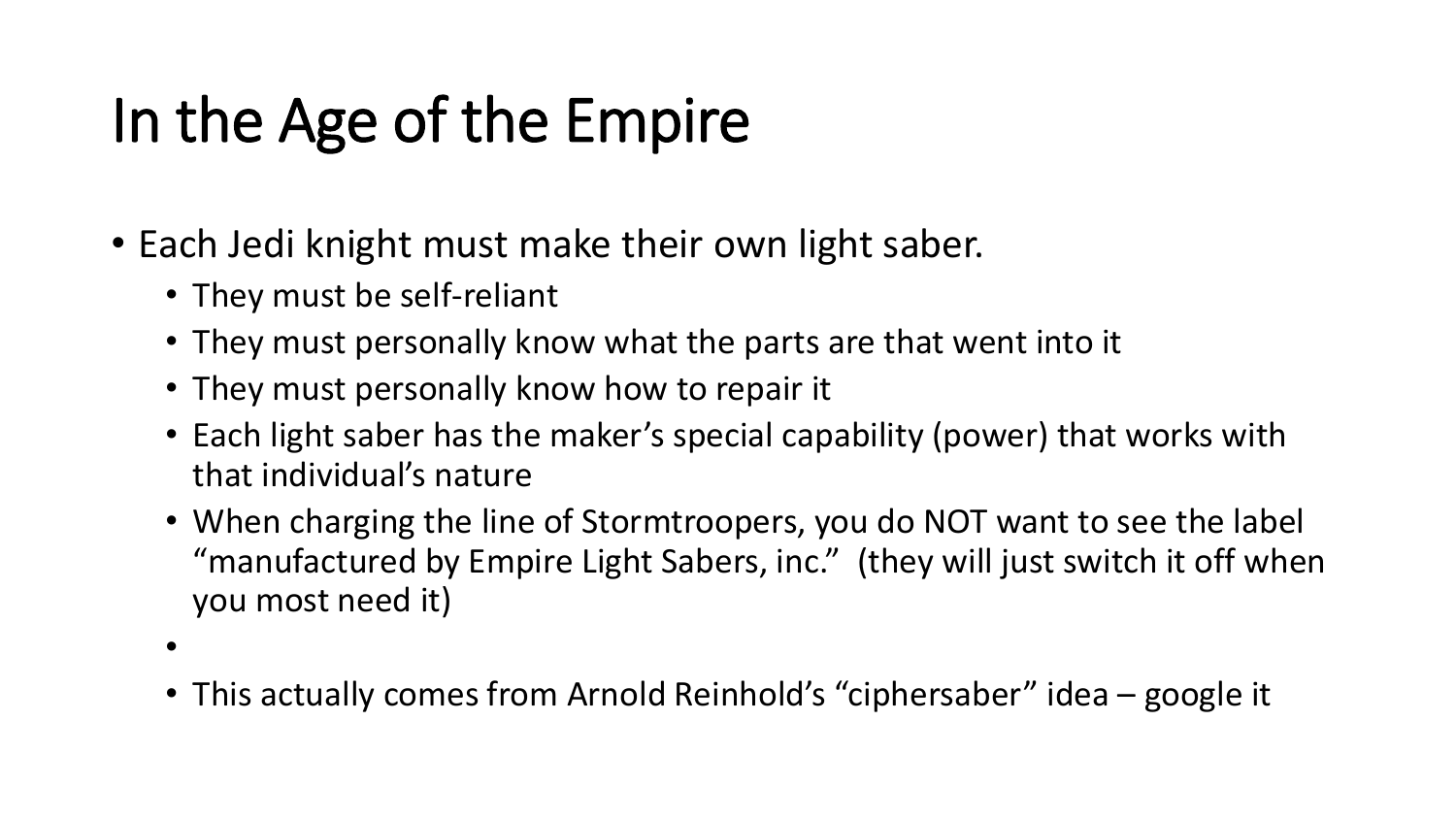# In the Age of the Empire

- Each Jedi knight must make their own light saber.
  - They must be self-reliant
  - They must personally know what the parts are that went into it
  - They must personally know how to repair it
  - Each light saber has the maker's special capability (power) that works with that individual's nature
  - When charging the line of Stormtroopers, you do NOT want to see the label "manufactured by Empire Light Sabers, inc." (they will just switch it off when you most need it)
  - 
  - This actually comes from Arnold Reinhold's "ciphersaber" idea – google it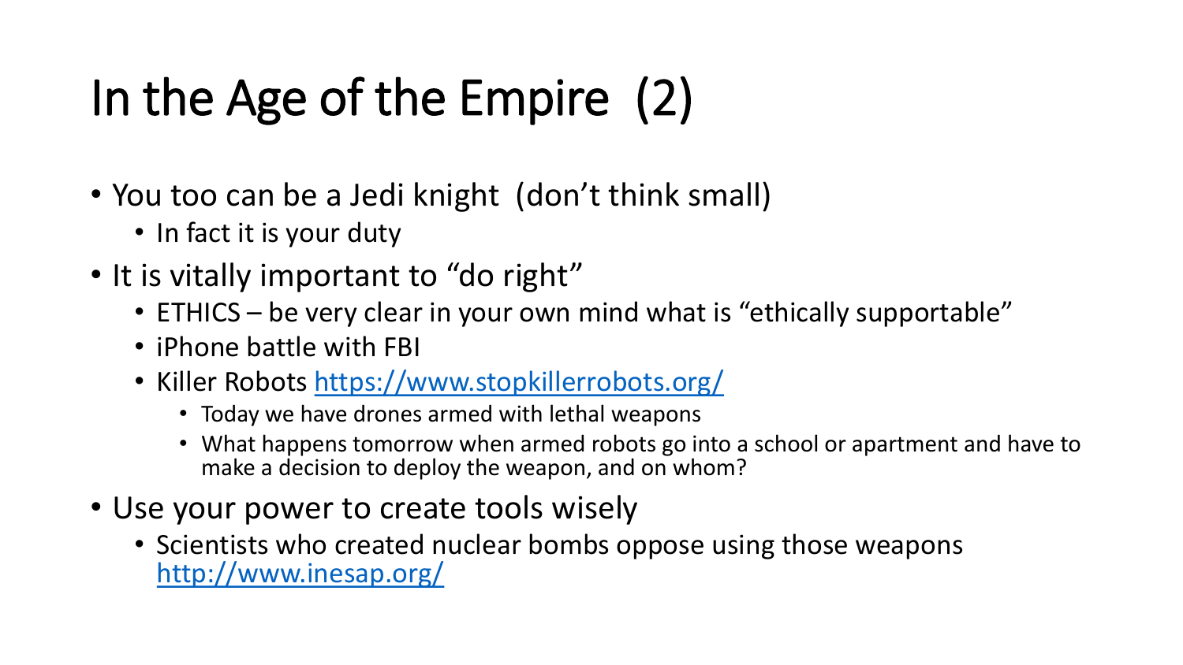# In the Age of the Empire (2)

- You too can be a Jedi knight (don't think small)
  - In fact it is your duty
- It is vitally important to "do right"
  - ETHICS – be very clear in your own mind what is "ethically supportable"
  - iPhone battle with FBI
  - Killer Robots https://www.stopkillerrobots.org/
    - Today we have drones armed with lethal weapons
    - What happens tomorrow when armed robots go into a school or apartment and have to make a decision to deploy the weapon, and on whom?
- Use your power to create tools wisely
  - Scientists who created nuclear bombs oppose using those weapons http://www.inesap.org/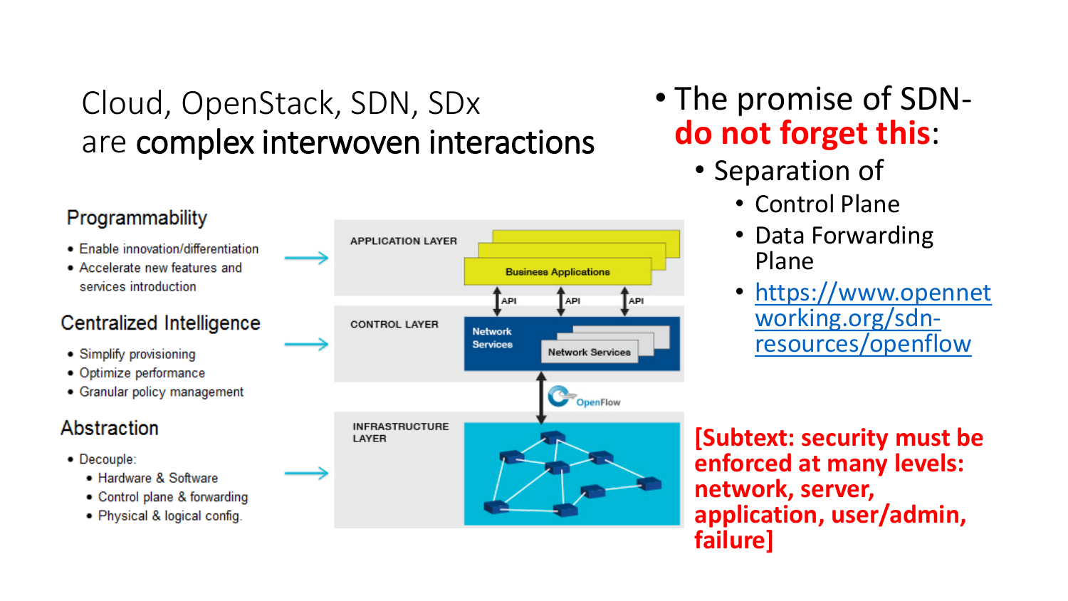# Cloud, OpenStack, SDN, SDx are **complex interwoven interactions**

## Programmability

- Enable innovation/differentiation
- Accelerate new features and services introduction

## Centralized Intelligence

- Simplify provisioning
- Optimize performance
- Granular policy management

## Abstraction

- Decouple:
  - Hardware & Software
  - Control plane & forwarding
  - Physical & logical config.

APPLICATION LAYER

Business Applications

API API API

CONTROL LAYER

Network Services

Network Services

OpenFlow

INFRASTRUCTURE LAYER

- The promise of SDN- **do not forget this**:
  - Separation of
    - Control Plane
    - Data Forwarding Plane
    - https://www.opennetworking.org/sdn-resources/openflow

**[Subtext: security must be enforced at many levels: network, server, application, user/admin, failure]**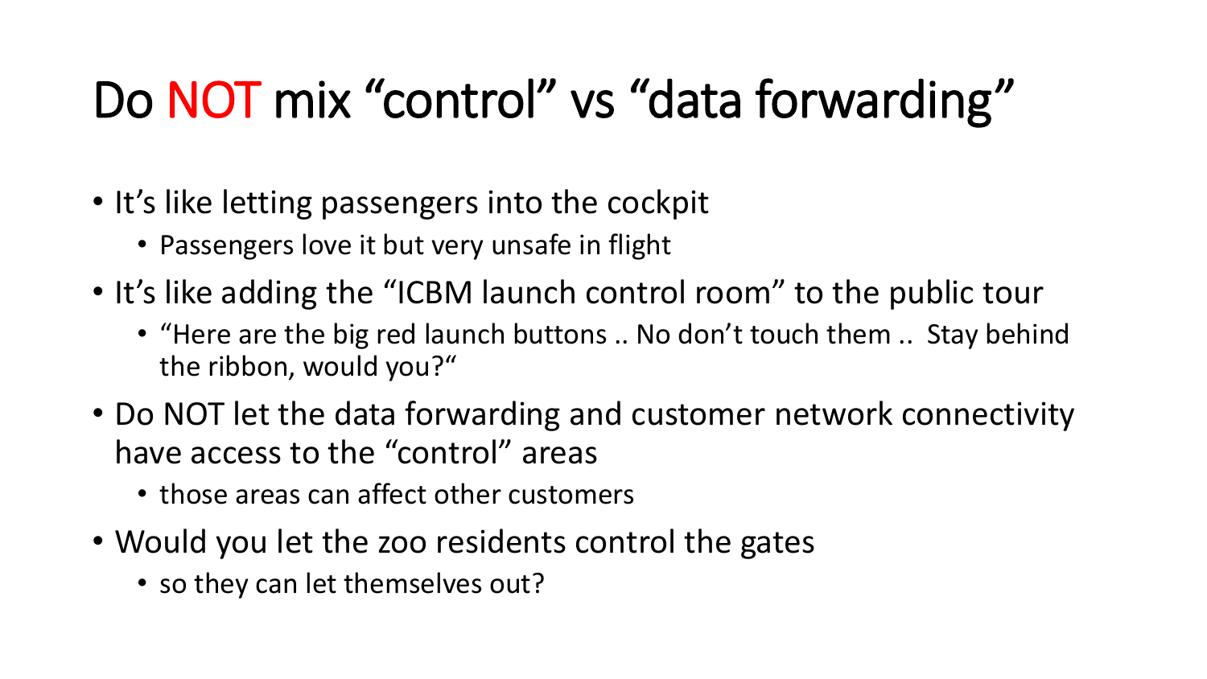# Do NOT mix "control" vs "data forwarding"

- It's like letting passengers into the cockpit
  - Passengers love it but very unsafe in flight
- It's like adding the "ICBM launch control room" to the public tour
  - "Here are the big red launch buttons .. No don't touch them .. Stay behind the ribbon, would you?"
- Do NOT let the data forwarding and customer network connectivity have access to the "control" areas
  - those areas can affect other customers
- Would you let the zoo residents control the gates
  - so they can let themselves out?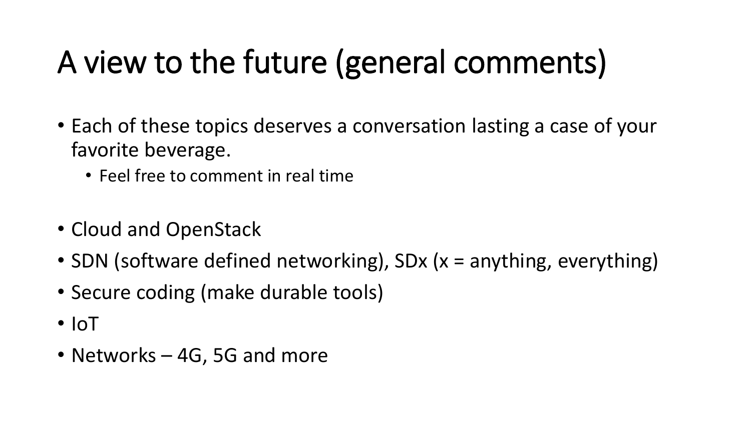# A view to the future (general comments)

- Each of these topics deserves a conversation lasting a case of your favorite beverage.
  - Feel free to comment in real time

- Cloud and OpenStack
- SDN (software defined networking), SDx (x = anything, everything)
- Secure coding (make durable tools)
- IoT
- Networks – 4G, 5G and more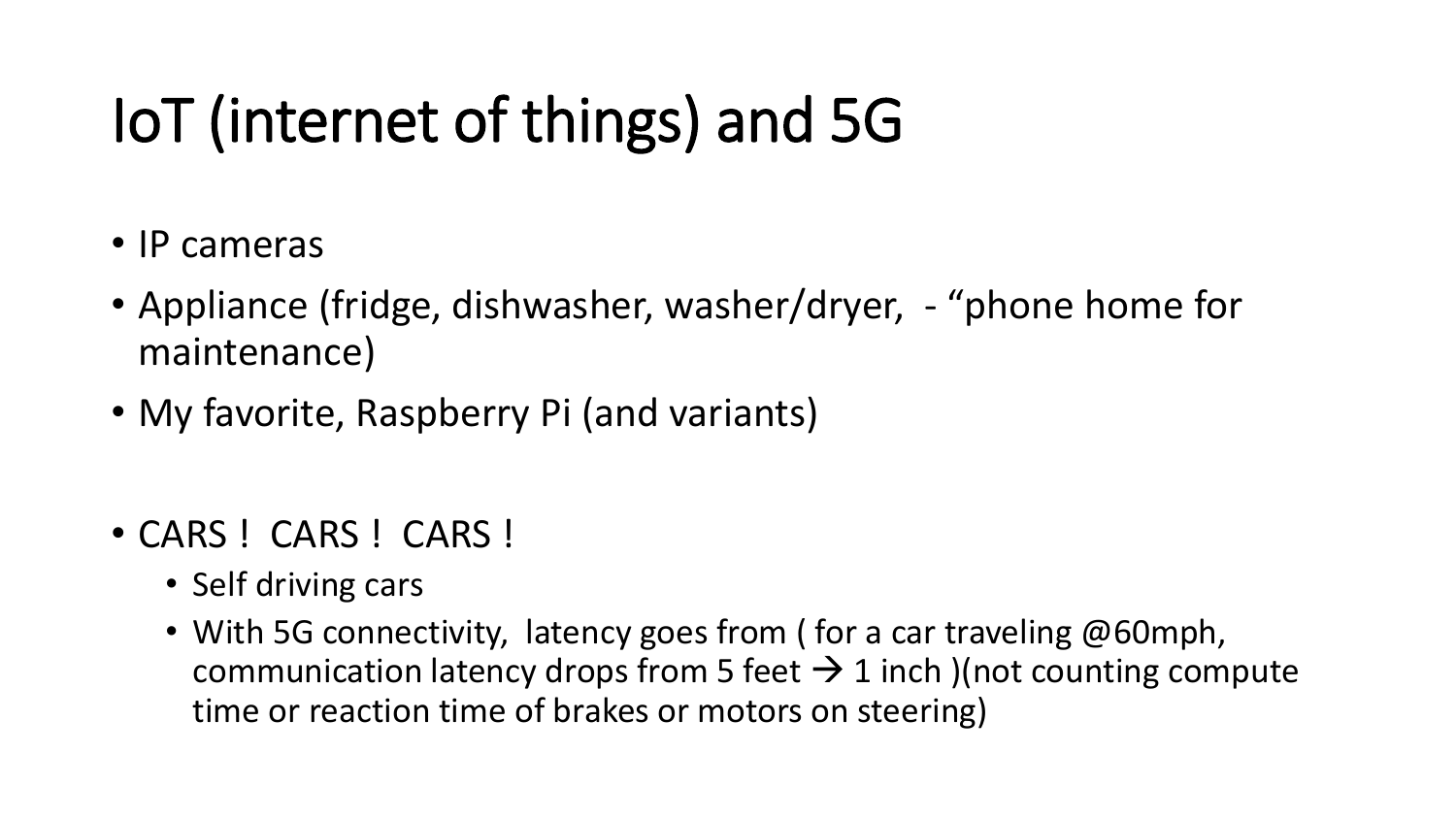# IoT (internet of things) and 5G

- IP cameras
- Appliance (fridge, dishwasher, washer/dryer, - “phone home for maintenance)
- My favorite, Raspberry Pi (and variants)

- CARS ! CARS ! CARS !
  - Self driving cars
  - With 5G connectivity, latency goes from ( for a car traveling @60mph, communication latency drops from 5 feet → 1 inch )(not counting compute time or reaction time of brakes or motors on steering)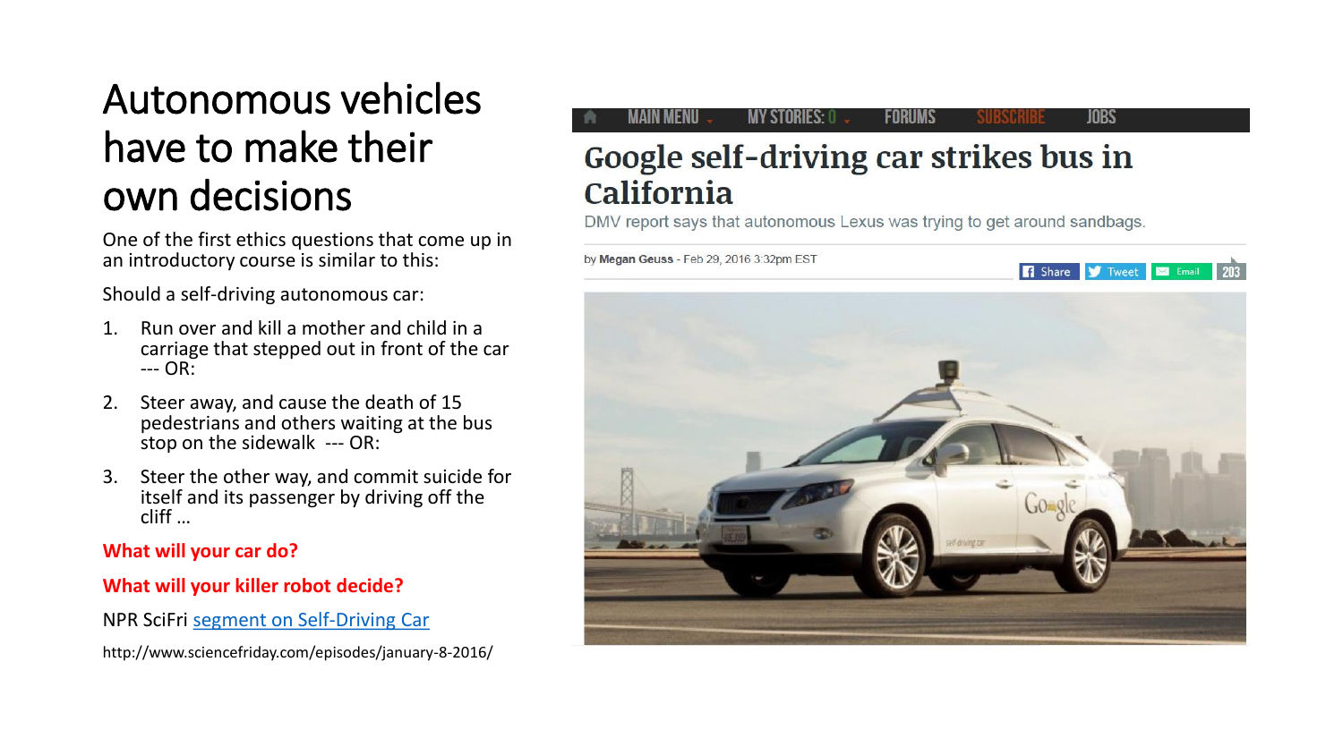# Autonomous vehicles have to make their own decisions

One of the first ethics questions that come up in an introductory course is similar to this:

Should a self-driving autonomous car:

1. Run over and kill a mother and child in a carriage that stepped out in front of the car --- OR:
2. Steer away, and cause the death of 15 pedestrians and others waiting at the bus stop on the sidewalk --- OR:
3. Steer the other way, and commit suicide for itself and its passenger by driving off the cliff …

**What will your car do?**

**What will your killer robot decide?**

NPR SciFri [segment on Self-Driving Car](http://www.sciencefriday.com/episodes/january-8-2016/)

http://www.sciencefriday.com/episodes/january-8-2016/

MAIN MENU | MY STORIES: 0 | FORUMS | SUBSCRIBE | JOBS

## Google self-driving car strikes bus in California

DMV report says that autonomous Lexus was trying to get around sandbags.

by **Megan Geuss** - Feb 29, 2016 3:32pm EST

Share | Tweet | Email | 203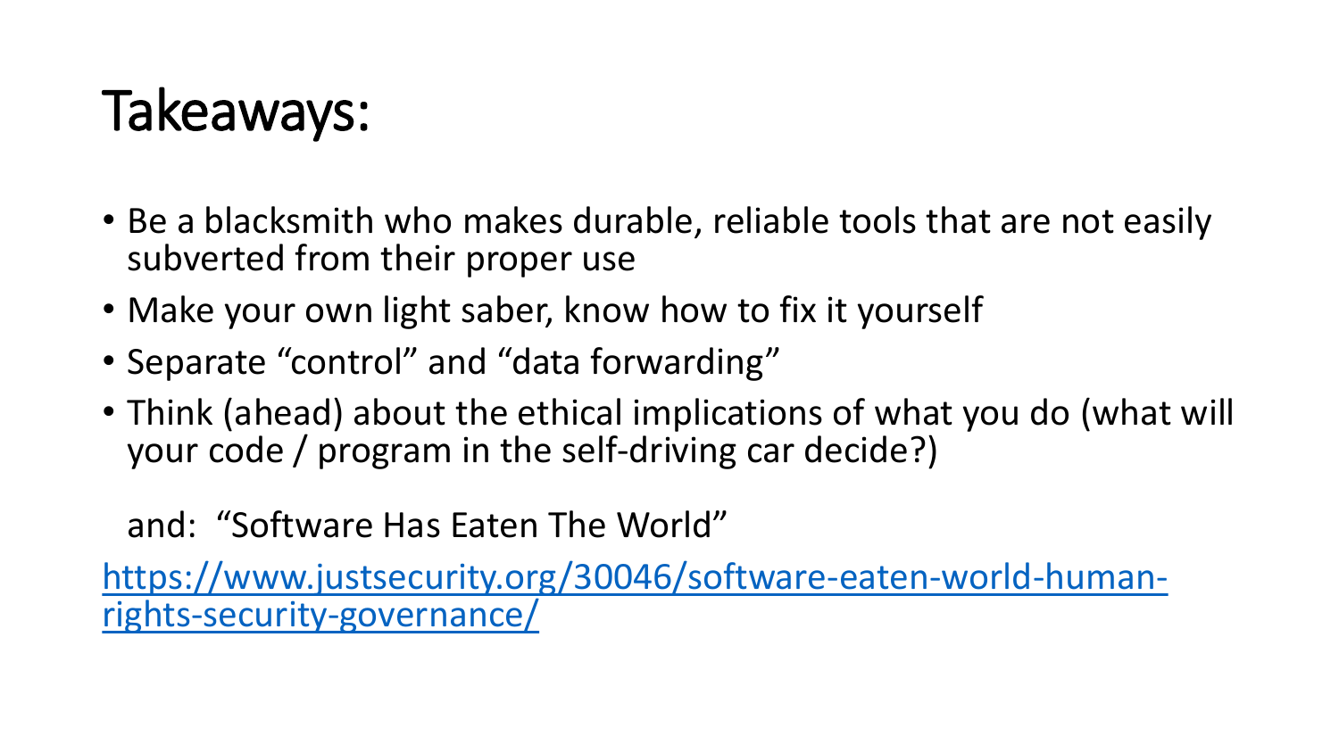# Takeaways:

- Be a blacksmith who makes durable, reliable tools that are not easily subverted from their proper use
- Make your own light saber, know how to fix it yourself
- Separate "control" and "data forwarding"
- Think (ahead) about the ethical implications of what you do (what will your code / program in the self-driving car decide?)

  and: "Software Has Eaten The World"

https://www.justsecurity.org/30046/software-eaten-world-human-rights-security-governance/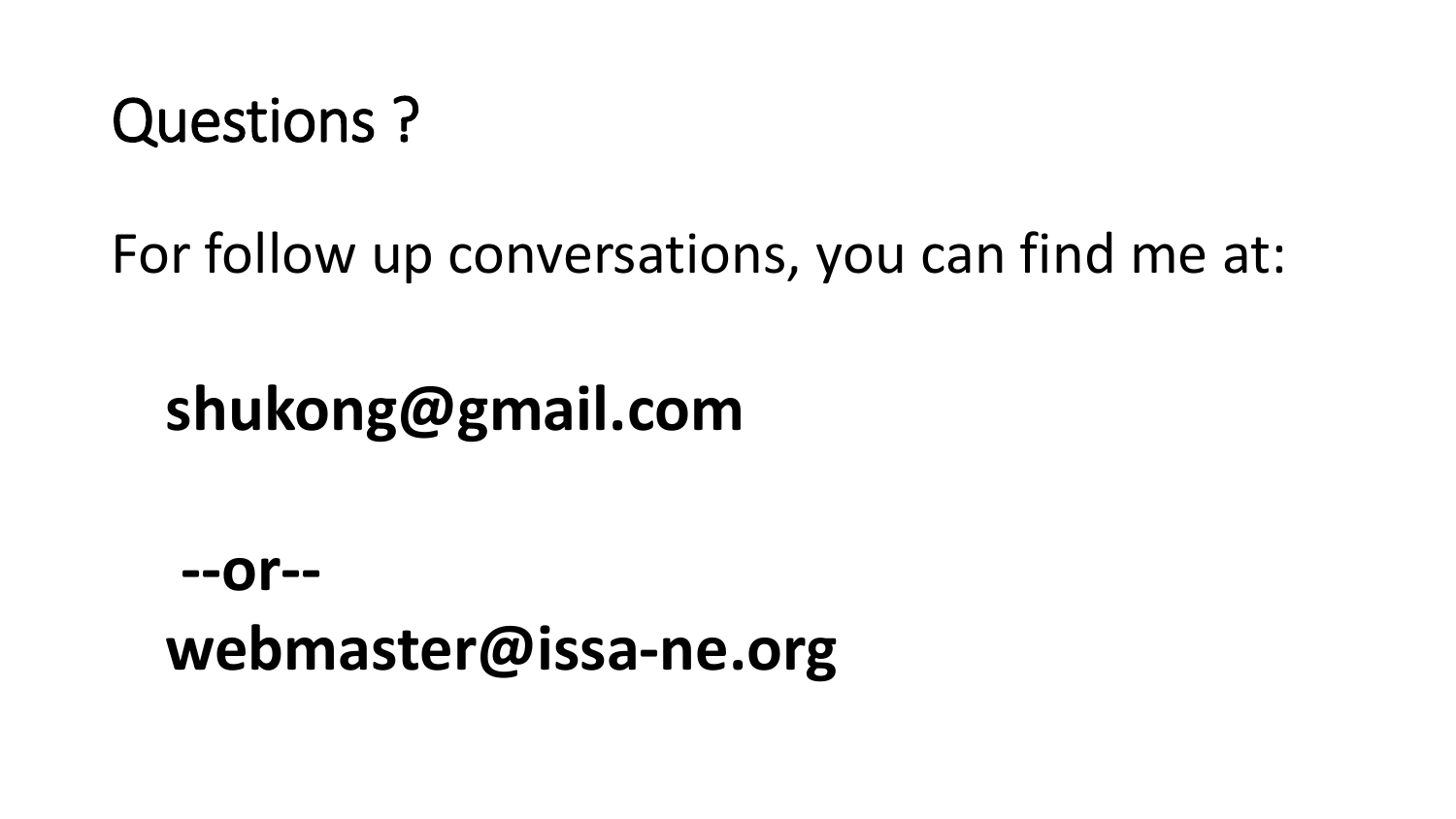# Questions ?

For follow up conversations, you can find me at:

**shukong@gmail.com**

**--or--**

**webmaster@issa-ne.org**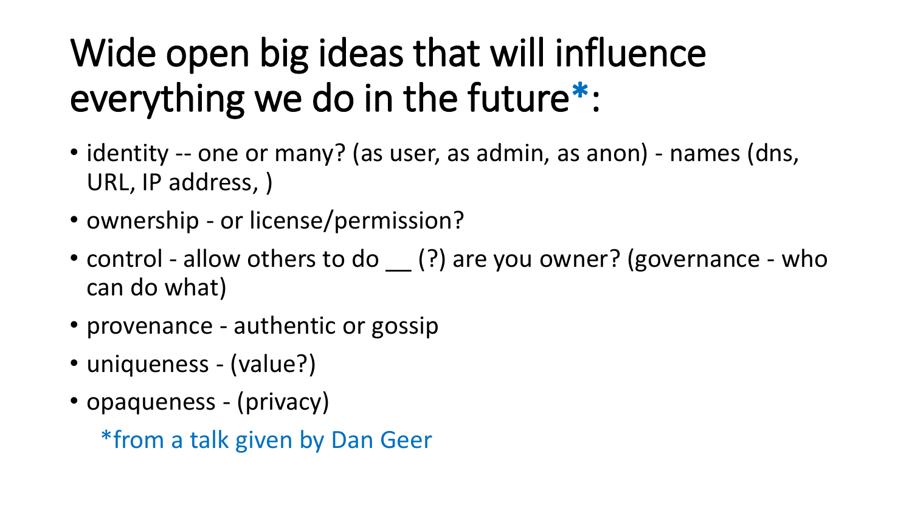# Wide open big ideas that will influence everything we do in the future*:

- identity -- one or many? (as user, as admin, as anon) - names (dns, URL, IP address, )
- ownership - or license/permission?
- control - allow others to do __ (?) are you owner? (governance - who can do what)
- provenance - authentic or gossip
- uniqueness - (value?)
- opaqueness - (privacy)

*from a talk given by Dan Geer